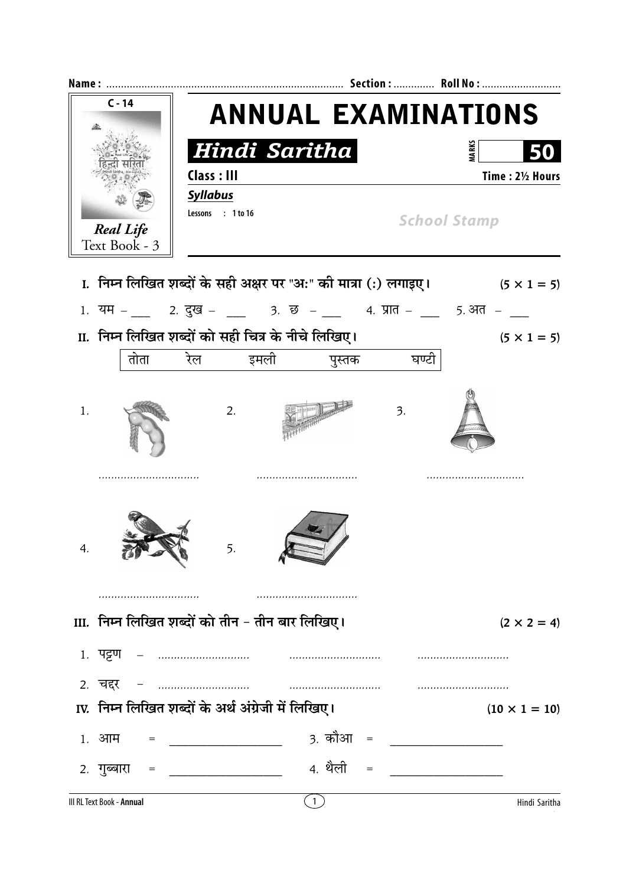**Name :** ........................................................................................ **Section :** ............. **Roll No :** ...........................

C - 14

*Real Life*
Text Book - 3

# ANNUAL EXAMINATIONS

## *Hindi Saritha*

**MARKS** **50**

**Class : III** **Time : 2½ Hours**

***Syllabus***

**Lessons : 1 to 16**

*School Stamp*

**I. निम्न लिखित शब्दों के सही अक्षर पर "अः" की मात्रा (ः) लगाइए।** **(5 × 1 = 5)**

1. यम – ___ 2. दुख – ___ 3. छ – ___ 4. प्रात – ___ 5. अत – ___

**II. निम्न लिखित शब्दों को सही चित्र के नीचे लिखिए।** **(5 × 1 = 5)**

| तोता | रेल | इमली | पुस्तक | घण्टी |
|---|---|---|---|---|

1. ................................ 2. ................................ 3. ................................

4. ................................ 5. ................................

**III. निम्न लिखित शब्दों को तीन – तीन बार लिखिए।** **(2 × 2 = 4)**

1. पट्टण – ............................ ............................ ............................

2. चद्दर – ............................ ............................ ............................

**IV. निम्न लिखित शब्दों के अर्थ अंग्रेजी में लिखिए।** **(10 × 1 = 10)**

1. आम = ____________________ 3. कौआ = ____________________

2. गुब्बारा = ____________________ 4. थैली = ____________________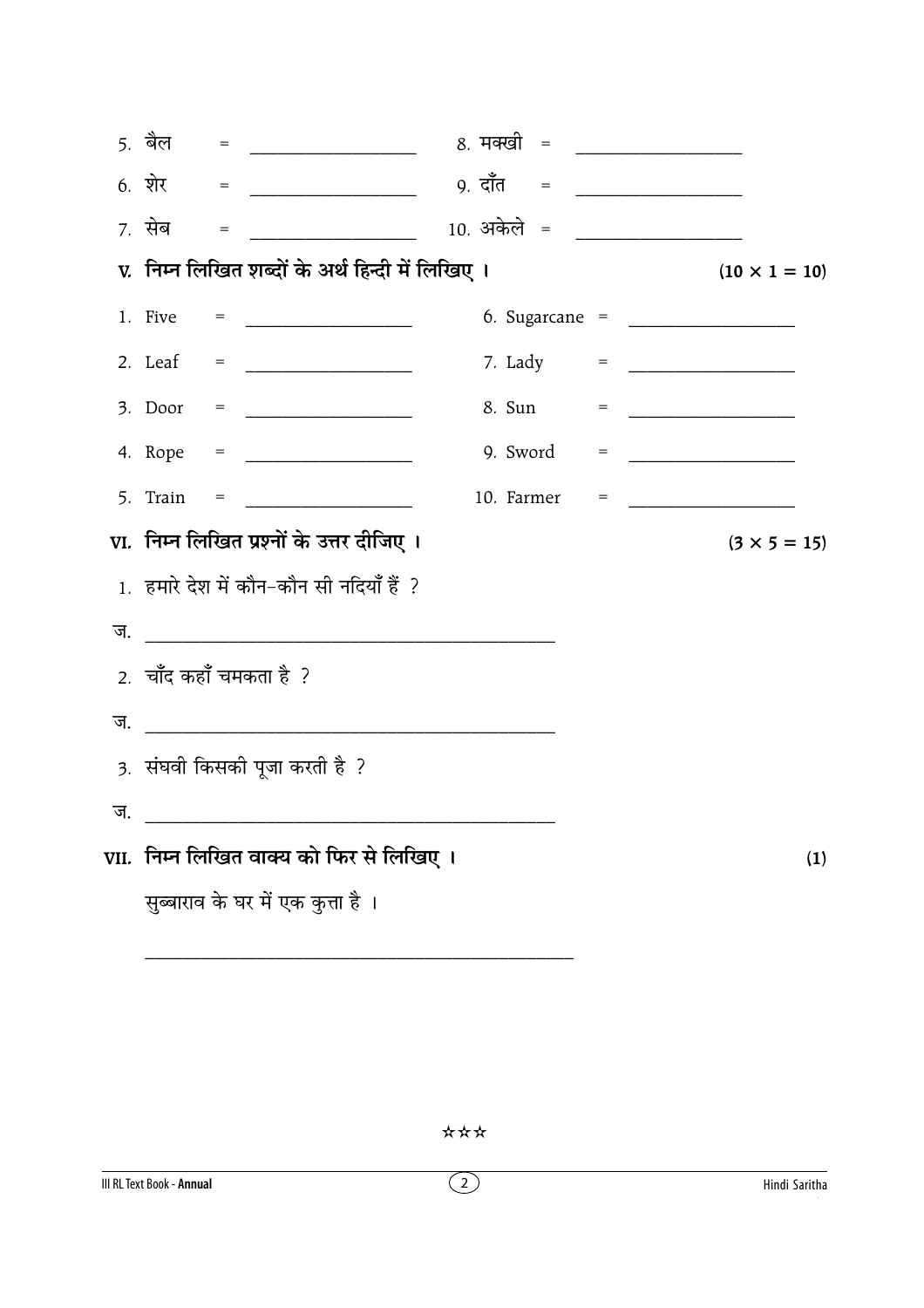5. बैल = ________________ 8. मक्खी = ________________

6. शेर = ________________ 9. दाँत = ________________

7. सेब = ________________ 10. अकेले = ________________

**V. निम्न लिखित शब्दों के अर्थ हिन्दी में लिखिए । (10 × 1 = 10)**

1. Five = ________________ 6. Sugarcane = ________________

2. Leaf = ________________ 7. Lady = ________________

3. Door = ________________ 8. Sun = ________________

4. Rope = ________________ 9. Sword = ________________

5. Train = ________________ 10. Farmer = ________________

**VI. निम्न लिखित प्रश्नों के उत्तर दीजिए । (3 × 5 = 15)**

1. हमारे देश में कौन-कौन सी नदियाँ हैं ?

ज. ________________________________________

2. चाँद कहाँ चमकता है ?

ज. ________________________________________

3. संघवी किसकी पूजा करती है ?

ज. ________________________________________

**VII. निम्न लिखित वाक्य को फिर से लिखिए । (1)**

सुब्बाराव के घर में एक कुत्ता है ।

________________________________________

☆☆☆